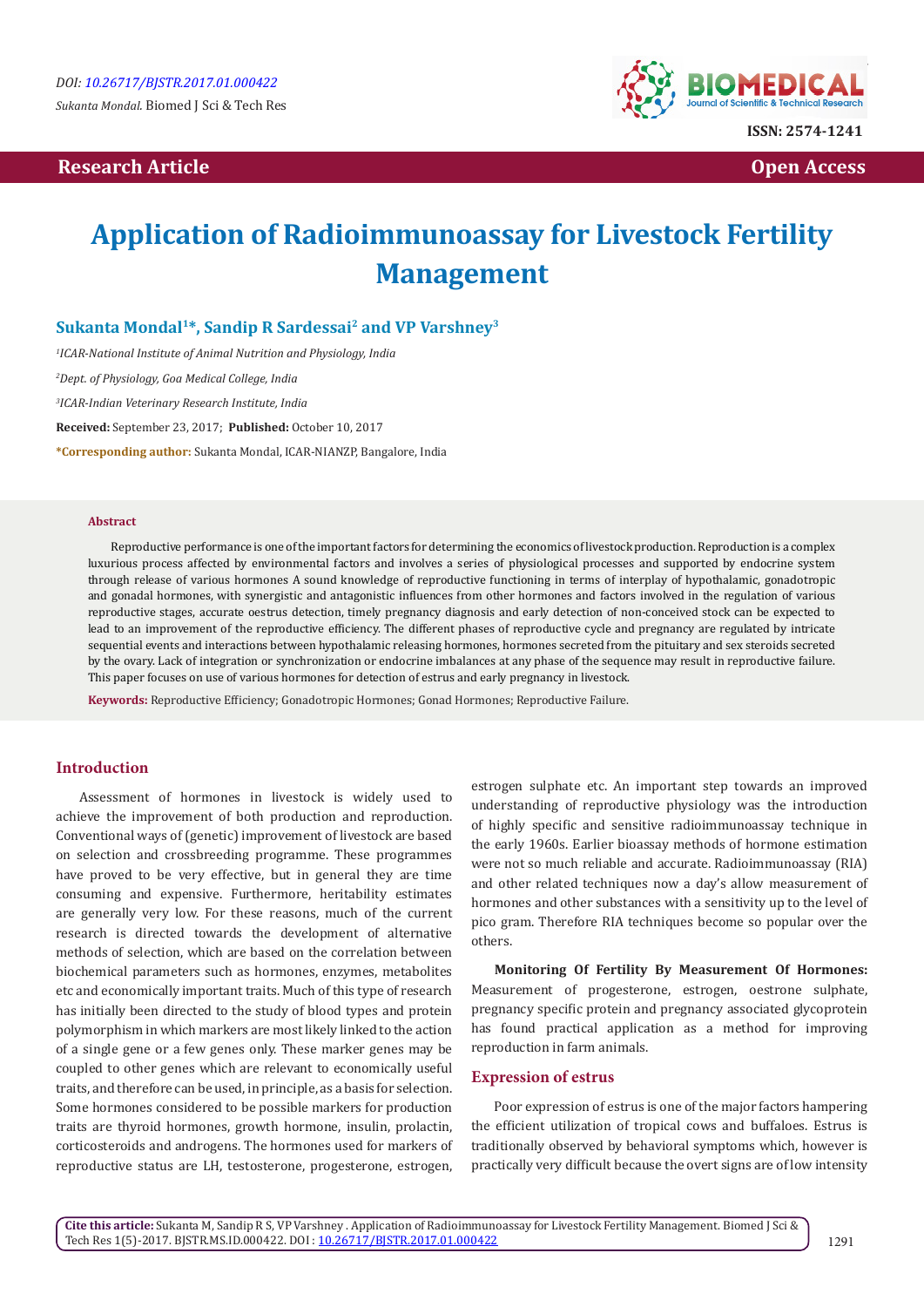DOI: 10.26717/BJSTR.2017.01.000422

*Sukanta Mondal.* Biomed J Sci & Tech Res

ISSN: 2574-1241

**Research Article** | **Open Access**

# Application of Radioimmunoassay for Livestock Fertility Management

**Sukanta Mondal[1]*, Sandip R Sardessai[2] and VP Varshney[3]**

[1]*ICAR-National Institute of Animal Nutrition and Physiology, India*

[2]*Dept. of Physiology, Goa Medical College, India*

[3]*ICAR-Indian Veterinary Research Institute, India*

**Received:** September 23, 2017; **Published:** October 10, 2017

***Corresponding author:** Sukanta Mondal, ICAR-NIANZP, Bangalore, India

## Abstract

Reproductive performance is one of the important factors for determining the economics of livestock production. Reproduction is a complex luxurious process affected by environmental factors and involves a series of physiological processes and supported by endocrine system through release of various hormones A sound knowledge of reproductive functioning in terms of interplay of hypothalamic, gonadotropic and gonadal hormones, with synergistic and antagonistic influences from other hormones and factors involved in the regulation of various reproductive stages, accurate oestrus detection, timely pregnancy diagnosis and early detection of non-conceived stock can be expected to lead to an improvement of the reproductive efficiency. The different phases of reproductive cycle and pregnancy are regulated by intricate sequential events and interactions between hypothalamic releasing hormones, hormones secreted from the pituitary and sex steroids secreted by the ovary. Lack of integration or synchronization or endocrine imbalances at any phase of the sequence may result in reproductive failure. This paper focuses on use of various hormones for detection of estrus and early pregnancy in livestock.

**Keywords:** Reproductive Efficiency; Gonadotropic Hormones; Gonad Hormones; Reproductive Failure.

## Introduction

Assessment of hormones in livestock is widely used to achieve the improvement of both production and reproduction. Conventional ways of (genetic) improvement of livestock are based on selection and crossbreeding programme. These programmes have proved to be very effective, but in general they are time consuming and expensive. Furthermore, heritability estimates are generally very low. For these reasons, much of the current research is directed towards the development of alternative methods of selection, which are based on the correlation between biochemical parameters such as hormones, enzymes, metabolites etc and economically important traits. Much of this type of research has initially been directed to the study of blood types and protein polymorphism in which markers are most likely linked to the action of a single gene or a few genes only. These marker genes may be coupled to other genes which are relevant to economically useful traits, and therefore can be used, in principle, as a basis for selection. Some hormones considered to be possible markers for production traits are thyroid hormones, growth hormone, insulin, prolactin, corticosteroids and androgens. The hormones used for markers of reproductive status are LH, testosterone, progesterone, estrogen, estrogen sulphate etc. An important step towards an improved understanding of reproductive physiology was the introduction of highly specific and sensitive radioimmunoassay technique in the early 1960s. Earlier bioassay methods of hormone estimation were not so much reliable and accurate. Radioimmunoassay (RIA) and other related techniques now a day's allow measurement of hormones and other substances with a sensitivity up to the level of pico gram. Therefore RIA techniques become so popular over the others.

**Monitoring Of Fertility By Measurement Of Hormones:** Measurement of progesterone, estrogen, oestrone sulphate, pregnancy specific protein and pregnancy associated glycoprotein has found practical application as a method for improving reproduction in farm animals.

## Expression of estrus

Poor expression of estrus is one of the major factors hampering the efficient utilization of tropical cows and buffaloes. Estrus is traditionally observed by behavioral symptoms which, however is practically very difficult because the overt signs are of low intensity

**Cite this article:** Sukanta M, Sandip R S, VP Varshney . Application of Radioimmunoassay for Livestock Fertility Management. Biomed J Sci & Tech Res 1(5)-2017. BJSTR.MS.ID.000422. DOI : 10.26717/BJSTR.2017.01.000422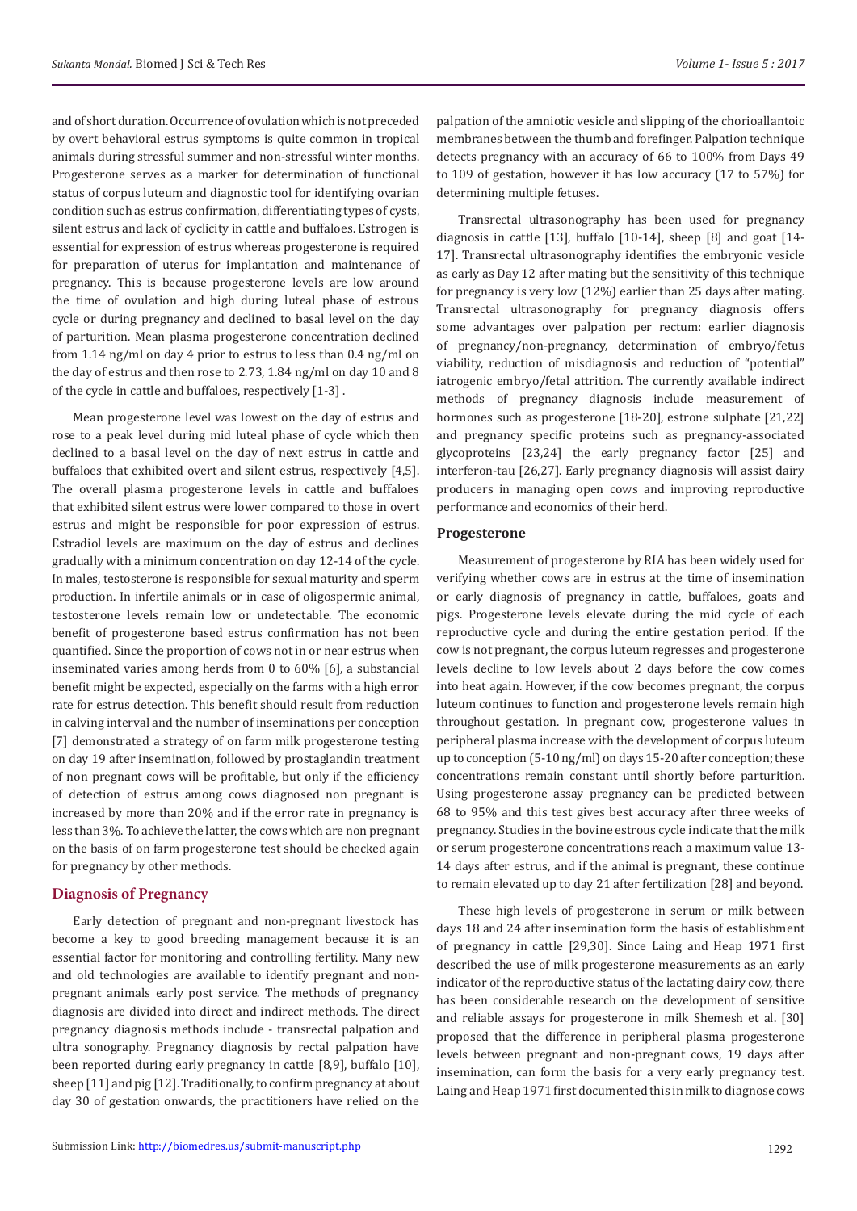and of short duration. Occurrence of ovulation which is not preceded by overt behavioral estrus symptoms is quite common in tropical animals during stressful summer and non-stressful winter months. Progesterone serves as a marker for determination of functional status of corpus luteum and diagnostic tool for identifying ovarian condition such as estrus confirmation, differentiating types of cysts, silent estrus and lack of cyclicity in cattle and buffaloes. Estrogen is essential for expression of estrus whereas progesterone is required for preparation of uterus for implantation and maintenance of pregnancy. This is because progesterone levels are low around the time of ovulation and high during luteal phase of estrous cycle or during pregnancy and declined to basal level on the day of parturition. Mean plasma progesterone concentration declined from 1.14 ng/ml on day 4 prior to estrus to less than 0.4 ng/ml on the day of estrus and then rose to 2.73, 1.84 ng/ml on day 10 and 8 of the cycle in cattle and buffaloes, respectively [1-3] .

Mean progesterone level was lowest on the day of estrus and rose to a peak level during mid luteal phase of cycle which then declined to a basal level on the day of next estrus in cattle and buffaloes that exhibited overt and silent estrus, respectively [4,5]. The overall plasma progesterone levels in cattle and buffaloes that exhibited silent estrus were lower compared to those in overt estrus and might be responsible for poor expression of estrus. Estradiol levels are maximum on the day of estrus and declines gradually with a minimum concentration on day 12-14 of the cycle. In males, testosterone is responsible for sexual maturity and sperm production. In infertile animals or in case of oligospermic animal, testosterone levels remain low or undetectable. The economic benefit of progesterone based estrus confirmation has not been quantified. Since the proportion of cows not in or near estrus when inseminated varies among herds from 0 to 60% [6], a substancial benefit might be expected, especially on the farms with a high error rate for estrus detection. This benefit should result from reduction in calving interval and the number of inseminations per conception [7] demonstrated a strategy of on farm milk progesterone testing on day 19 after insemination, followed by prostaglandin treatment of non pregnant cows will be profitable, but only if the efficiency of detection of estrus among cows diagnosed non pregnant is increased by more than 20% and if the error rate in pregnancy is less than 3%. To achieve the latter, the cows which are non pregnant on the basis of on farm progesterone test should be checked again for pregnancy by other methods.

## Diagnosis of Pregnancy

Early detection of pregnant and non-pregnant livestock has become a key to good breeding management because it is an essential factor for monitoring and controlling fertility. Many new and old technologies are available to identify pregnant and non-pregnant animals early post service. The methods of pregnancy diagnosis are divided into direct and indirect methods. The direct pregnancy diagnosis methods include - transrectal palpation and ultra sonography. Pregnancy diagnosis by rectal palpation have been reported during early pregnancy in cattle [8,9], buffalo [10], sheep [11] and pig [12]. Traditionally, to confirm pregnancy at about day 30 of gestation onwards, the practitioners have relied on the palpation of the amniotic vesicle and slipping of the chorioallantoic membranes between the thumb and forefinger. Palpation technique detects pregnancy with an accuracy of 66 to 100% from Days 49 to 109 of gestation, however it has low accuracy (17 to 57%) for determining multiple fetuses.

Transrectal ultrasonography has been used for pregnancy diagnosis in cattle [13], buffalo [10-14], sheep [8] and goat [14-17]. Transrectal ultrasonography identifies the embryonic vesicle as early as Day 12 after mating but the sensitivity of this technique for pregnancy is very low (12%) earlier than 25 days after mating. Transrectal ultrasonography for pregnancy diagnosis offers some advantages over palpation per rectum: earlier diagnosis of pregnancy/non-pregnancy, determination of embryo/fetus viability, reduction of misdiagnosis and reduction of "potential" iatrogenic embryo/fetal attrition. The currently available indirect methods of pregnancy diagnosis include measurement of hormones such as progesterone [18-20], estrone sulphate [21,22] and pregnancy specific proteins such as pregnancy-associated glycoproteins [23,24] the early pregnancy factor [25] and interferon-tau [26,27]. Early pregnancy diagnosis will assist dairy producers in managing open cows and improving reproductive performance and economics of their herd.

### Progesterone

Measurement of progesterone by RIA has been widely used for verifying whether cows are in estrus at the time of insemination or early diagnosis of pregnancy in cattle, buffaloes, goats and pigs. Progesterone levels elevate during the mid cycle of each reproductive cycle and during the entire gestation period. If the cow is not pregnant, the corpus luteum regresses and progesterone levels decline to low levels about 2 days before the cow comes into heat again. However, if the cow becomes pregnant, the corpus luteum continues to function and progesterone levels remain high throughout gestation. In pregnant cow, progesterone values in peripheral plasma increase with the development of corpus luteum up to conception (5-10 ng/ml) on days 15-20 after conception; these concentrations remain constant until shortly before parturition. Using progesterone assay pregnancy can be predicted between 68 to 95% and this test gives best accuracy after three weeks of pregnancy. Studies in the bovine estrous cycle indicate that the milk or serum progesterone concentrations reach a maximum value 13-14 days after estrus, and if the animal is pregnant, these continue to remain elevated up to day 21 after fertilization [28] and beyond.

These high levels of progesterone in serum or milk between days 18 and 24 after insemination form the basis of establishment of pregnancy in cattle [29,30]. Since Laing and Heap 1971 first described the use of milk progesterone measurements as an early indicator of the reproductive status of the lactating dairy cow, there has been considerable research on the development of sensitive and reliable assays for progesterone in milk Shemesh et al. [30] proposed that the difference in peripheral plasma progesterone levels between pregnant and non-pregnant cows, 19 days after insemination, can form the basis for a very early pregnancy test. Laing and Heap 1971 first documented this in milk to diagnose cows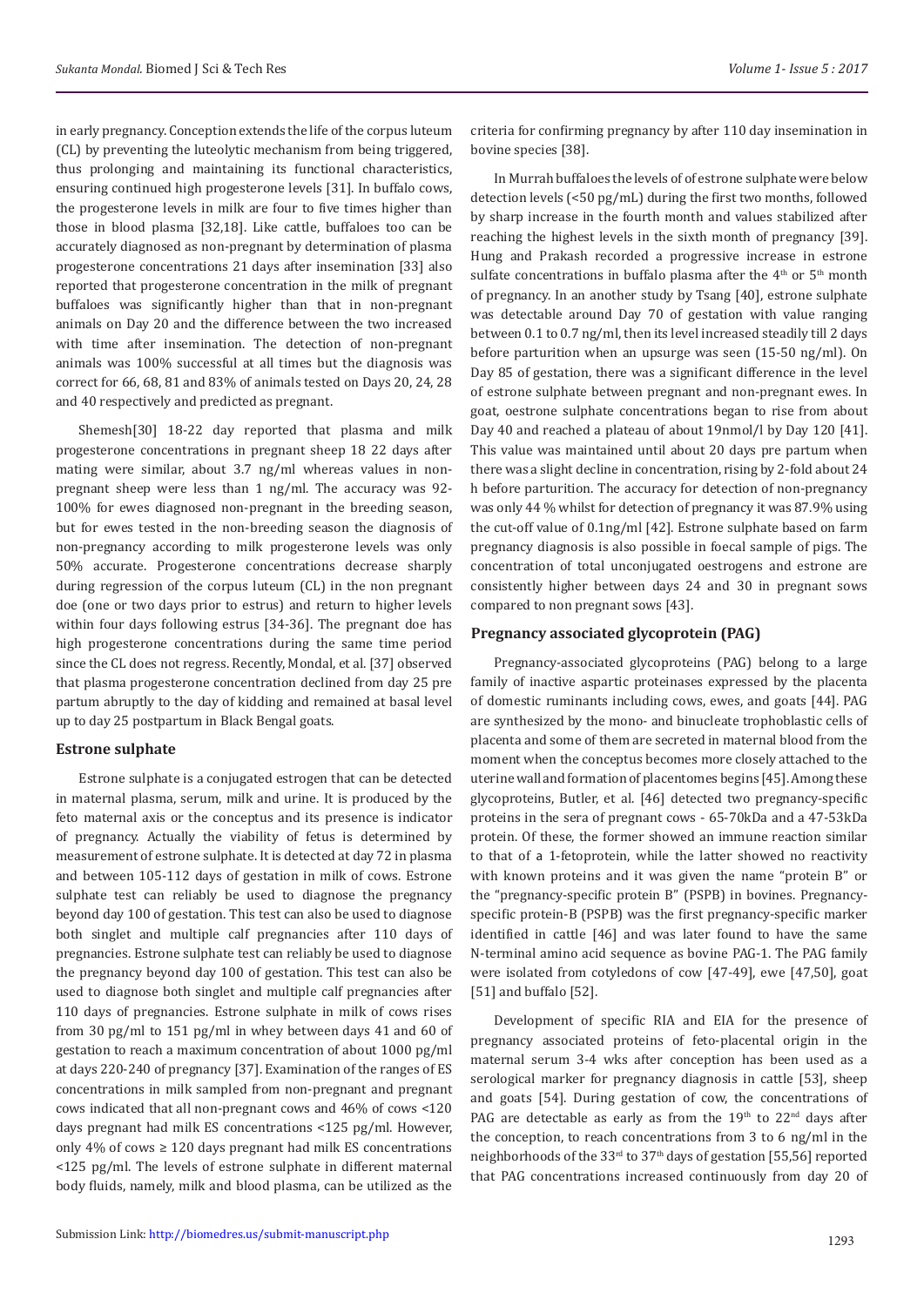in early pregnancy. Conception extends the life of the corpus luteum (CL) by preventing the luteolytic mechanism from being triggered, thus prolonging and maintaining its functional characteristics, ensuring continued high progesterone levels [31]. In buffalo cows, the progesterone levels in milk are four to five times higher than those in blood plasma [32,18]. Like cattle, buffaloes too can be accurately diagnosed as non-pregnant by determination of plasma progesterone concentrations 21 days after insemination [33] also reported that progesterone concentration in the milk of pregnant buffaloes was significantly higher than that in non-pregnant animals on Day 20 and the difference between the two increased with time after insemination. The detection of non-pregnant animals was 100% successful at all times but the diagnosis was correct for 66, 68, 81 and 83% of animals tested on Days 20, 24, 28 and 40 respectively and predicted as pregnant.

Shemesh[30] 18-22 day reported that plasma and milk progesterone concentrations in pregnant sheep 18 22 days after mating were similar, about 3.7 ng/ml whereas values in non-pregnant sheep were less than 1 ng/ml. The accuracy was 92-100% for ewes diagnosed non-pregnant in the breeding season, but for ewes tested in the non-breeding season the diagnosis of non-pregnancy according to milk progesterone levels was only 50% accurate. Progesterone concentrations decrease sharply during regression of the corpus luteum (CL) in the non pregnant doe (one or two days prior to estrus) and return to higher levels within four days following estrus [34-36]. The pregnant doe has high progesterone concentrations during the same time period since the CL does not regress. Recently, Mondal, et al. [37] observed that plasma progesterone concentration declined from day 25 pre partum abruptly to the day of kidding and remained at basal level up to day 25 postpartum in Black Bengal goats.

### Estrone sulphate

Estrone sulphate is a conjugated estrogen that can be detected in maternal plasma, serum, milk and urine. It is produced by the feto maternal axis or the conceptus and its presence is indicator of pregnancy. Actually the viability of fetus is determined by measurement of estrone sulphate. It is detected at day 72 in plasma and between 105-112 days of gestation in milk of cows. Estrone sulphate test can reliably be used to diagnose the pregnancy beyond day 100 of gestation. This test can also be used to diagnose both singlet and multiple calf pregnancies after 110 days of pregnancies. Estrone sulphate test can reliably be used to diagnose the pregnancy beyond day 100 of gestation. This test can also be used to diagnose both singlet and multiple calf pregnancies after 110 days of pregnancies. Estrone sulphate in milk of cows rises from 30 pg/ml to 151 pg/ml in whey between days 41 and 60 of gestation to reach a maximum concentration of about 1000 pg/ml at days 220-240 of pregnancy [37]. Examination of the ranges of ES concentrations in milk sampled from non-pregnant and pregnant cows indicated that all non-pregnant cows and 46% of cows <120 days pregnant had milk ES concentrations <125 pg/ml. However, only 4% of cows ≥ 120 days pregnant had milk ES concentrations <125 pg/ml. The levels of estrone sulphate in different maternal body fluids, namely, milk and blood plasma, can be utilized as the criteria for confirming pregnancy by after 110 day insemination in bovine species [38].

In Murrah buffaloes the levels of of estrone sulphate were below detection levels (<50 pg/mL) during the first two months, followed by sharp increase in the fourth month and values stabilized after reaching the highest levels in the sixth month of pregnancy [39]. Hung and Prakash recorded a progressive increase in estrone sulfate concentrations in buffalo plasma after the 4th or 5th month of pregnancy. In an another study by Tsang [40], estrone sulphate was detectable around Day 70 of gestation with value ranging between 0.1 to 0.7 ng/ml, then its level increased steadily till 2 days before parturition when an upsurge was seen (15-50 ng/ml). On Day 85 of gestation, there was a significant difference in the level of estrone sulphate between pregnant and non-pregnant ewes. In goat, oestrone sulphate concentrations began to rise from about Day 40 and reached a plateau of about 19nmol/l by Day 120 [41]. This value was maintained until about 20 days pre partum when there was a slight decline in concentration, rising by 2-fold about 24 h before parturition. The accuracy for detection of non-pregnancy was only 44 % whilst for detection of pregnancy it was 87.9% using the cut-off value of 0.1ng/ml [42]. Estrone sulphate based on farm pregnancy diagnosis is also possible in foecal sample of pigs. The concentration of total unconjugated oestrogens and estrone are consistently higher between days 24 and 30 in pregnant sows compared to non pregnant sows [43].

### Pregnancy associated glycoprotein (PAG)

Pregnancy-associated glycoproteins (PAG) belong to a large family of inactive aspartic proteinases expressed by the placenta of domestic ruminants including cows, ewes, and goats [44]. PAG are synthesized by the mono- and binucleate trophoblastic cells of placenta and some of them are secreted in maternal blood from the moment when the conceptus becomes more closely attached to the uterine wall and formation of placentomes begins [45]. Among these glycoproteins, Butler, et al. [46] detected two pregnancy-specific proteins in the sera of pregnant cows - 65-70kDa and a 47-53kDa protein. Of these, the former showed an immune reaction similar to that of a 1-fetoprotein, while the latter showed no reactivity with known proteins and it was given the name "protein B" or the "pregnancy-specific protein B" (PSPB) in bovines. Pregnancy-specific protein-B (PSPB) was the first pregnancy-specific marker identified in cattle [46] and was later found to have the same N-terminal amino acid sequence as bovine PAG-1. The PAG family were isolated from cotyledons of cow [47-49], ewe [47,50], goat [51] and buffalo [52].

Development of specific RIA and EIA for the presence of pregnancy associated proteins of feto-placental origin in the maternal serum 3-4 wks after conception has been used as a serological marker for pregnancy diagnosis in cattle [53], sheep and goats [54]. During gestation of cow, the concentrations of PAG are detectable as early as from the 19th to 22nd days after the conception, to reach concentrations from 3 to 6 ng/ml in the neighborhoods of the 33rd to 37th days of gestation [55,56] reported that PAG concentrations increased continuously from day 20 of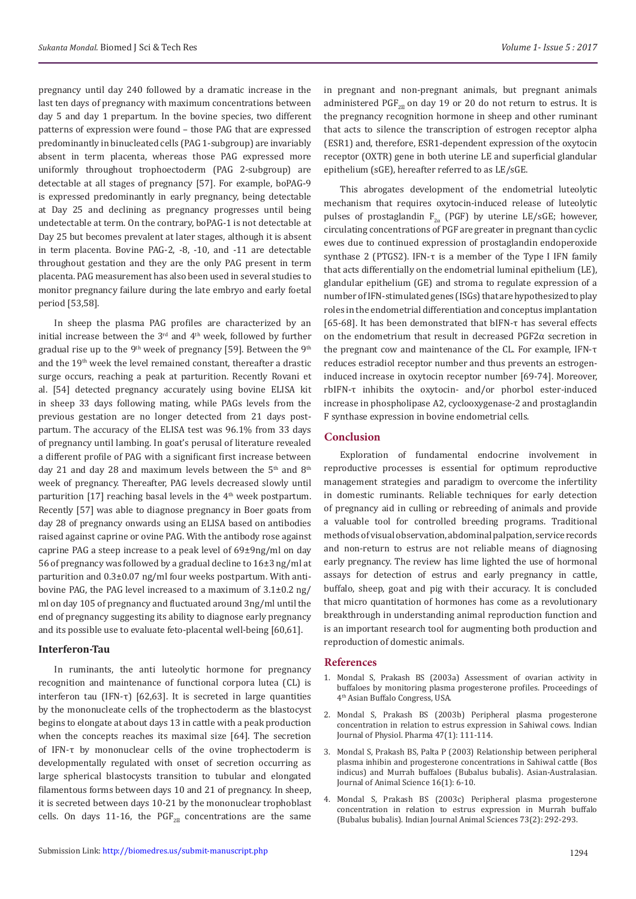pregnancy until day 240 followed by a dramatic increase in the last ten days of pregnancy with maximum concentrations between day 5 and day 1 prepartum. In the bovine species, two different patterns of expression were found – those PAG that are expressed predominantly in binucleated cells (PAG 1-subgroup) are invariably absent in term placenta, whereas those PAG expressed more uniformly throughout trophoectoderm (PAG 2-subgroup) are detectable at all stages of pregnancy [57]. For example, boPAG-9 is expressed predominantly in early pregnancy, being detectable at Day 25 and declining as pregnancy progresses until being undetectable at term. On the contrary, boPAG-1 is not detectable at Day 25 but becomes prevalent at later stages, although it is absent in term placenta. Bovine PAG-2, -8, -10, and -11 are detectable throughout gestation and they are the only PAG present in term placenta. PAG measurement has also been used in several studies to monitor pregnancy failure during the late embryo and early foetal period [53,58].

In sheep the plasma PAG profiles are characterized by an initial increase between the 3rd and 4th week, followed by further gradual rise up to the 9th week of pregnancy [59]. Between the 9th and the 19th week the level remained constant, thereafter a drastic surge occurs, reaching a peak at parturition. Recently Rovani et al. [54] detected pregnancy accurately using bovine ELISA kit in sheep 33 days following mating, while PAGs levels from the previous gestation are no longer detected from 21 days post-partum. The accuracy of the ELISA test was 96.1% from 33 days of pregnancy until lambing. In goat's perusal of literature revealed a different profile of PAG with a significant first increase between day 21 and day 28 and maximum levels between the 5th and 8th week of pregnancy. Thereafter, PAG levels decreased slowly until parturition [17] reaching basal levels in the 4th week postpartum. Recently [57] was able to diagnose pregnancy in Boer goats from day 28 of pregnancy onwards using an ELISA based on antibodies raised against caprine or ovine PAG. With the antibody rose against caprine PAG a steep increase to a peak level of 69±9ng/ml on day 56 of pregnancy was followed by a gradual decline to 16±3 ng/ml at parturition and 0.3±0.07 ng/ml four weeks postpartum. With anti-bovine PAG, the PAG level increased to a maximum of 3.1±0.2 ng/ml on day 105 of pregnancy and fluctuated around 3ng/ml until the end of pregnancy suggesting its ability to diagnose early pregnancy and its possible use to evaluate feto-placental well-being [60,61].

### Interferon-Tau

In ruminants, the anti luteolytic hormone for pregnancy recognition and maintenance of functional corpora lutea (CL) is interferon tau (IFN-τ) [62,63]. It is secreted in large quantities by the mononucleate cells of the trophectoderm as the blastocyst begins to elongate at about days 13 in cattle with a peak production when the concepts reaches its maximal size [64]. The secretion of IFN-τ by mononuclear cells of the ovine trophectoderm is developmentally regulated with onset of secretion occurring as large spherical blastocysts transition to tubular and elongated filamentous forms between days 10 and 21 of pregnancy. In sheep, it is secreted between days 10-21 by the mononuclear trophoblast cells. On days 11-16, the $PGF_{2\alpha}$ concentrations are the same in pregnant and non-pregnant animals, but pregnant animals administered $PGF_{2\alpha}$ on day 19 or 20 do not return to estrus. It is the pregnancy recognition hormone in sheep and other ruminant that acts to silence the transcription of estrogen receptor alpha (ESR1) and, therefore, ESR1-dependent expression of the oxytocin receptor (OXTR) gene in both uterine LE and superficial glandular epithelium (sGE), hereafter referred to as LE/sGE.

This abrogates development of the endometrial luteolytic mechanism that requires oxytocin-induced release of luteolytic pulses of prostaglandin $F_{2\alpha}$ (PGF) by uterine LE/sGE; however, circulating concentrations of PGF are greater in pregnant than cyclic ewes due to continued expression of prostaglandin endoperoxide synthase 2 (PTGS2). IFN-τ is a member of the Type I IFN family that acts differentially on the endometrial luminal epithelium (LE), glandular epithelium (GE) and stroma to regulate expression of a number of IFN-stimulated genes (ISGs) that are hypothesized to play roles in the endometrial differentiation and conceptus implantation [65-68]. It has been demonstrated that bIFN-τ has several effects on the endometrium that result in decreased PGF2α secretion in the pregnant cow and maintenance of the CL. For example, IFN-τ reduces estradiol receptor number and thus prevents an estrogen-induced increase in oxytocin receptor number [69-74]. Moreover, rbIFN-τ inhibits the oxytocin- and/or phorbol ester-induced increase in phospholipase A2, cyclooxygenase-2 and prostaglandin F synthase expression in bovine endometrial cells.

## Conclusion

Exploration of fundamental endocrine involvement in reproductive processes is essential for optimum reproductive management strategies and paradigm to overcome the infertility in domestic ruminants. Reliable techniques for early detection of pregnancy aid in culling or rebreeding of animals and provide a valuable tool for controlled breeding programs. Traditional methods of visual observation, abdominal palpation, service records and non-return to estrus are not reliable means of diagnosing early pregnancy. The review has lime lighted the use of hormonal assays for detection of estrus and early pregnancy in cattle, buffalo, sheep, goat and pig with their accuracy. It is concluded that micro quantitation of hormones has come as a revolutionary breakthrough in understanding animal reproduction function and is an important research tool for augmenting both production and reproduction of domestic animals.

## References

1. Mondal S, Prakash BS (2003a) Assessment of ovarian activity in buffaloes by monitoring plasma progesterone profiles. Proceedings of 4th Asian Buffalo Congress, USA.
2. Mondal S, Prakash BS (2003b) Peripheral plasma progesterone concentration in relation to estrus expression in Sahiwal cows. Indian Journal of Physiol. Pharma 47(1): 111-114.
3. Mondal S, Prakash BS, Palta P (2003) Relationship between peripheral plasma inhibin and progesterone concentrations in Sahiwal cattle (Bos indicus) and Murrah buffaloes (Bubalus bubalis). Asian-Australasian. Journal of Animal Science 16(1): 6-10.
4. Mondal S, Prakash BS (2003c) Peripheral plasma progesterone concentration in relation to estrus expression in Murrah buffalo (Bubalus bubalis). Indian Journal Animal Sciences 73(2): 292-293.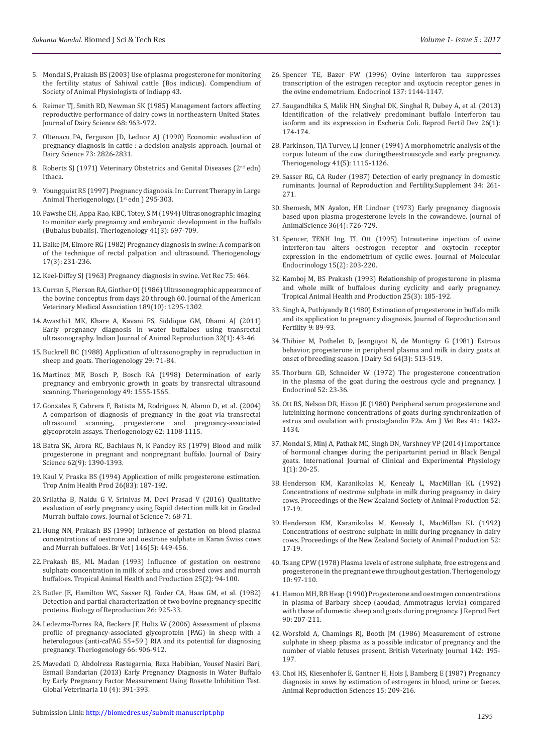5. Mondal S, Prakash BS (2003) Use of plasma progesterone for monitoring the fertility status of Sahiwal cattle (Bos indicus). Compendium of Society of Animal Physiologists of Indiapp 43.
6. Reimer TJ, Smith RD, Newman SK (1985) Management factors affecting reproductive performance of dairy cows in northeastern United States. Journal of Dairy Science 68: 963-972.
7. Oltenacu PA, Ferguson JD, Lednor AJ (1990) Economic evaluation of pregnancy diagnosis in cattle : a decision analysis approach. Journal of Dairy Science 73: 2826-2831.
8. Roberts SJ (1971) Veterinary Obstetrics and Genital Diseases (2nd edn) Ithaca.
9. Youngquist RS (1997) Pregnancy diagnosis. In: Current Therapy in Large Animal Theriogenology, (1st edn ) 295-303.
10. Pawshe CH, Appa Rao, KBC, Totey, S M (1994) Ultrasonographic imaging to monitor early pregnancy and embryonic development in the buffalo (Bubalus bubalis). Theriogenology 41(3): 697-709.
11. Balke JM, Elmore RG (1982) Pregnancy diagnosis in swine: A comparison of the technique of rectal palpation and ultrasound. Theriogenology 17(3): 231-236.
12. Keel-Diffey SJ (1963) Pregnancy diagnosis in swine. Vet Rec 75: 464.
13. Curran S, Pierson RA, Ginther OJ (1986) Ultrasonographic appearance of the bovine conceptus from days 20 through 60. Journal of the American Veterinary Medical Association 189(10): 1295-1302
14. Awasthi1 MK, Khare A, Kavani FS, Siddique GM, Dhami AJ (2011) Early pregnancy diagnosis in water buffaloes using transrectal ultrasonography. Indian Journal of Animal Reproduction 32(1): 43-46.
15. Buckrell BC (1988) Application of ultrasonography in reproduction in sheep and goats. Theriogenology 29: 71-84.
16. Martinez MF, Bosch P, Bosch RA (1998) Determination of early pregnancy and embryonic growth in goats by transrectal ultrasound scanning. Theriogenology 49: 1555-1565.
17. Gonzales F, Cabrera F, Batista M, Rodriguez N, Alamo D, et al. (2004) A comparison of diagnosis of pregnancy in the goat via transrectal ultrasound scanning, progesterone and pregnancy-associated glycoprotein assays. Theriogenology 62: 1108-1115.
18. Batra SK, Arora RC, Bachlaus N, K Pandey RS (1979) Blood and milk progesterone in pregnant and nonpregnant buffalo. Journal of Dairy Science 62(9): 1390-1393.
19. Kaul V, Praska BS (1994) Application of milk progesterone estimation. Trop Anim Health Prod 26(83): 187-192.
20. Srilatha B, Naidu G V, Srinivas M, Devi Prasad V (2016) Qualitative evaluation of early pregnancy using Rapid detection milk kit in Graded Murrah buffalo cows. Journal of Science 7: 68-71.
21. Hung NN, Prakash BS (1990) Influence of gestation on blood plasma concentrations of oestrone and oestrone sulphate in Karan Swiss cows and Murrah buffaloes. Br Vet J 146(5): 449-456.
22. Prakash BS, ML Madan (1993) Influence of gestation on oestrone sulphate concentration in milk of zebu and crossbred cows and murrah buffaloes. Tropical Animal Health and Production 25(2): 94-100.
23. Butler JE, Hamilton WC, Sasser RJ, Ruder CA, Haas GM, et al. (1982) Detection and partial characterization of two bovine pregnancy-specific proteins. Biology of Reproduction 26: 925-33.
24. Ledezma-Torres RA, Beckers JF, Holtz W (2006) Assessment of plasma profile of pregnancy-associated glycoprotein (PAG) in sheep with a heterologous (anti-caPAG 55+59 ) RIA and its potential for diagnosing pregnancy. Theriogenology 66: 906-912.
25. Mavedati O, Abdolreza Rastegarnia, Reza Habibian, Yousef Nasiri Bari, Esmail Bandarian (2013) Early Pregnancy Diagnosis in Water Buffalo by Early Pregnancy Factor Measurement Using Rosette Inhibition Test. Global Veterinaria 10 (4): 391-393.
26. Spencer TE, Bazer FW (1996) Ovine interferon tau suppresses transcription of the estrogen receptor and oxytocin receptor genes in the ovine endometrium. Endocrinol 137: 1144-1147.
27. Saugandhika S, Malik HN, Singhal DK, Singhal R, Dubey A, et al. (2013) Identification of the relatively predominant buffalo Interferon tau isoform and its expression in Escheria Coli. Reprod Fertil Dev 26(1): 174-174.
28. Parkinson, TJA Turvey, LJ Jenner (1994) A morphometric analysis of the corpus luteum of the cow duringtheestrouscycle and early pregnancy. Theriogenology 41(5): 1115-1126.
29. Sasser RG, CA Ruder (1987) Detection of early pregnancy in domestic ruminants. Journal of Reproduction and Fertility.Supplement 34: 261-271.
30. Shemesh, MN Ayalon, HR Lindner (1973) Early pregnancy diagnosis based upon plasma progesterone levels in the cowandewe. Journal of AnimalScience 36(4): 726-729.
31. Spencer, TENH Ing, TL Ott (1995) Intrauterine injection of ovine interferon-tau alters oestrogen receptor and oxytocin receptor expression in the endometrium of cyclic ewes. Journal of Molecular Endocrinology 15(2): 203-220.
32. Kamboj M, BS Prakash (1993) Relationship of progesterone in plasma and whole milk of buffaloes during cyclicity and early pregnancy. Tropical Animal Health and Production 25(3): 185-192.
33. Singh A, Puthiyandy R (1980) Estimation of progesterone in buffalo milk and its application to pregnancy diagnosis. Journal of Reproduction and Fertility 9: 89-93.
34. Thibier M, Pothelet D, Jeanguyot N, de Montigny G (1981) Estrous behavior, progesterone in peripheral plasma and milk in dairy goats at onset of breeding season. J Dairy Sci 64(3): 513-519.
35. Thorburn GD, Schneider W (1972) The progesterone concentration in the plasma of the goat during the oestrous cycle and pregnancy. J Endocrinol 52: 23-36.
36. Ott RS, Nelson DR, Hixon JE (1980) Peripheral serum progesterone and luteinizing hormone concentrations of goats during synchronization of estrus and ovulation with prostaglandin F2a. Am J Vet Res 41: 1432-1434.
37. Mondal S, Minj A, Pathak MC, Singh DN, Varshney VP (2014) Importance of hormonal changes during the periparturint period in Black Bengal goats. International Journal of Clinical and Experimental Physiology 1(1): 20-25.
38. Henderson KM, Karanikolas M, Kenealy L, MacMillan KL (1992) Concentrations of oestrone sulphate in milk during pregnancy in dairy cows. Proceedings of the New Zealand Society of Animal Production 52: 17-19.
39. Henderson KM, Karanikolas M, Kenealy L, MacMillan KL (1992) Concentrations of oestrone sulphate in milk during pregnancy in dairy cows. Proceedings of the New Zealand Society of Animal Production 52: 17-19.
40. Tsang CPW (1978) Plasma levels of estrone sulphate, free estrogens and progesterone in the pregnant ewe throughout gestation. Theriogenology 10: 97-110.
41. Hamon MH, RB Heap (1990) Progesterone and oestrogen concentrations in plasma of Barbary sheep (aoudad, Ammotragus lervia) compared with those of domestic sheep and goats during pregnancy. J Reprod Fert 90: 207-211.
42. Worsfold A, Chamings RJ, Booth JM (1986) Measurement of estrone sulphate in sheep plasma as a possible indicator of pregnancy and the number of viable fetuses present. British Veterinaty Journal 142: 195-197.
43. Choi HS, Kiesenhofer E, Gantner H, Hois J, Bamberg E (1987) Pregnancy diagnosis in sows by estimation of estrogens in blood, urine or faeces. Animal Reproduction Sciences 15: 209-216.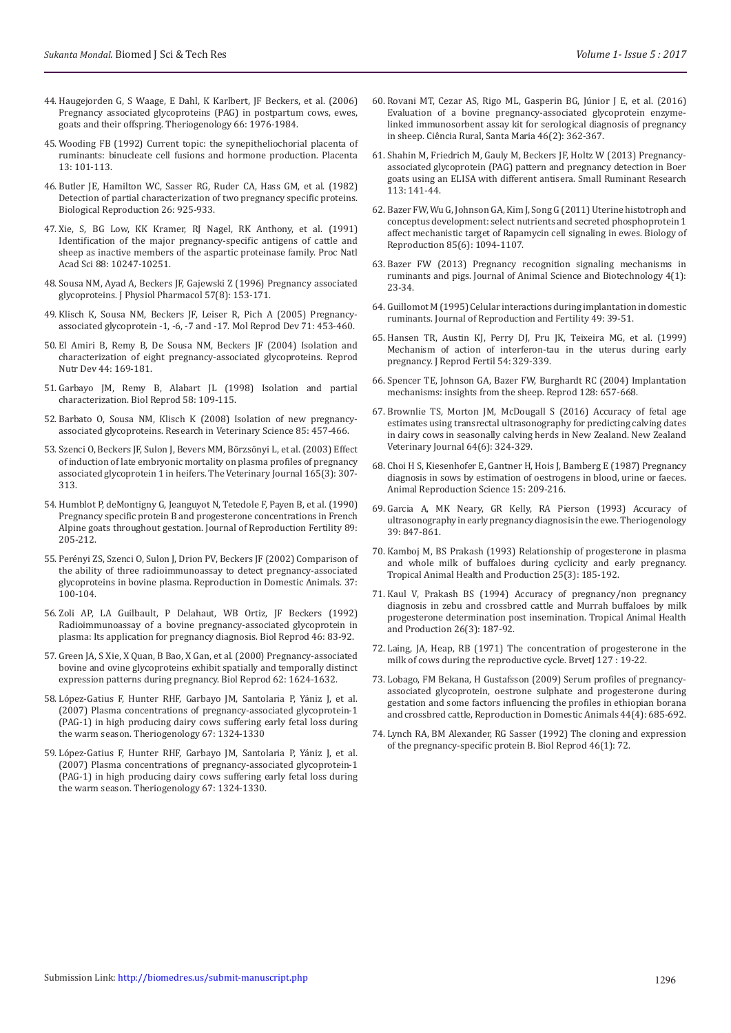44. Haugejorden G, S Waage, E Dahl, K Karlbert, JF Beckers, et al. (2006) Pregnancy associated glycoproteins (PAG) in postpartum cows, ewes, goats and their offspring. Theriogenology 66: 1976-1984.
45. Wooding FB (1992) Current topic: the synepitheliochorial placenta of ruminants: binucleate cell fusions and hormone production. Placenta 13: 101-113.
46. Butler JE, Hamilton WC, Sasser RG, Ruder CA, Hass GM, et al. (1982) Detection of partial characterization of two pregnancy specific proteins. Biological Reproduction 26: 925-933.
47. Xie, S, BG Low, KK Kramer, RJ Nagel, RK Anthony, et al. (1991) Identification of the major pregnancy-specific antigens of cattle and sheep as inactive members of the aspartic proteinase family. Proc Natl Acad Sci 88: 10247-10251.
48. Sousa NM, Ayad A, Beckers JF, Gajewski Z (1996) Pregnancy associated glycoproteins. J Physiol Pharmacol 57(8): 153-171.
49. Klisch K, Sousa NM, Beckers JF, Leiser R, Pich A (2005) Pregnancy-associated glycoprotein -1, -6, -7 and -17. Mol Reprod Dev 71: 453-460.
50. El Amiri B, Remy B, De Sousa NM, Beckers JF (2004) Isolation and characterization of eight pregnancy-associated glycoproteins. Reprod Nutr Dev 44: 169-181.
51. Garbayo JM, Remy B, Alabart JL (1998) Isolation and partial characterization. Biol Reprod 58: 109-115.
52. Barbato O, Sousa NM, Klisch K (2008) Isolation of new pregnancy-associated glycoproteins. Research in Veterinary Science 85: 457-466.
53. Szenci O, Beckers JF, Sulon J, Bevers MM, Börzsönyi L, et al. (2003) Effect of induction of late embryonic mortality on plasma profiles of pregnancy associated glycoprotein 1 in heifers. The Veterinary Journal 165(3): 307-313.
54. Humblot P, deMontigny G, Jeanguyot N, Tetedole F, Payen B, et al. (1990) Pregnancy specific protein B and progesterone concentrations in French Alpine goats throughout gestation. Journal of Reproduction Fertility 89: 205-212.
55. Perényi ZS, Szenci O, Sulon J, Drion PV, Beckers JF (2002) Comparison of the ability of three radioimmunoassay to detect pregnancy-associated glycoproteins in bovine plasma. Reproduction in Domestic Animals. 37: 100-104.
56. Zoli AP, LA Guilbault, P Delahaut, WB Ortiz, JF Beckers (1992) Radioimmunoassay of a bovine pregnancy-associated glycoprotein in plasma: Its application for pregnancy diagnosis. Biol Reprod 46: 83-92.
57. Green JA, S Xie, X Quan, B Bao, X Gan, et al. (2000) Pregnancy-associated bovine and ovine glycoproteins exhibit spatially and temporally distinct expression patterns during pregnancy. Biol Reprod 62: 1624-1632.
58. López-Gatius F, Hunter RHF, Garbayo JM, Santolaria P, Yániz J, et al. (2007) Plasma concentrations of pregnancy-associated glycoprotein-1 (PAG-1) in high producing dairy cows suffering early fetal loss during the warm season. Theriogenology 67: 1324-1330
59. López-Gatius F, Hunter RHF, Garbayo JM, Santolaria P, Yániz J, et al. (2007) Plasma concentrations of pregnancy-associated glycoprotein-1 (PAG-1) in high producing dairy cows suffering early fetal loss during the warm season. Theriogenology 67: 1324-1330.
60. Rovani MT, Cezar AS, Rigo ML, Gasperin BG, Júnior J E, et al. (2016) Evaluation of a bovine pregnancy-associated glycoprotein enzyme-linked immunosorbent assay kit for serological diagnosis of pregnancy in sheep. Ciência Rural, Santa Maria 46(2): 362-367.
61. Shahin M, Friedrich M, Gauly M, Beckers JF, Holtz W (2013) Pregnancy-associated glycoprotein (PAG) pattern and pregnancy detection in Boer goats using an ELISA with different antisera. Small Ruminant Research 113: 141-44.
62. Bazer FW, Wu G, Johnson GA, Kim J, Song G (2011) Uterine histotroph and conceptus development: select nutrients and secreted phosphoprotein 1 affect mechanistic target of Rapamycin cell signaling in ewes. Biology of Reproduction 85(6): 1094-1107.
63. Bazer FW (2013) Pregnancy recognition signaling mechanisms in ruminants and pigs. Journal of Animal Science and Biotechnology 4(1): 23-34.
64. Guillomot M (1995) Celular interactions during implantation in domestic ruminants. Journal of Reproduction and Fertility 49: 39-51.
65. Hansen TR, Austin KJ, Perry DJ, Pru JK, Teixeira MG, et al. (1999) Mechanism of action of interferon-tau in the uterus during early pregnancy. J Reprod Fertil 54: 329-339.
66. Spencer TE, Johnson GA, Bazer FW, Burghardt RC (2004) Implantation mechanisms: insights from the sheep. Reprod 128: 657-668.
67. Brownlie TS, Morton JM, McDougall S (2016) Accuracy of fetal age estimates using transrectal ultrasonography for predicting calving dates in dairy cows in seasonally calving herds in New Zealand. New Zealand Veterinary Journal 64(6): 324-329.
68. Choi H S, Kiesenhofer E, Gantner H, Hois J, Bamberg E (1987) Pregnancy diagnosis in sows by estimation of oestrogens in blood, urine or faeces. Animal Reproduction Science 15: 209-216.
69. Garcia A, MK Neary, GR Kelly, RA Pierson (1993) Accuracy of ultrasonography in early pregnancy diagnosis in the ewe. Theriogenology 39: 847-861.
70. Kamboj M, BS Prakash (1993) Relationship of progesterone in plasma and whole milk of buffaloes during cyclicity and early pregnancy. Tropical Animal Health and Production 25(3): 185-192.
71. Kaul V, Prakash BS (1994) Accuracy of pregnancy/non pregnancy diagnosis in zebu and crossbred cattle and Murrah buffaloes by milk progesterone determination post insemination. Tropical Animal Health and Production 26(3): 187-92.
72. Laing, JA, Heap, RB (1971) The concentration of progesterone in the milk of cows during the reproductive cycle. BrvetJ 127 : 19-22.
73. Lobago, FM Bekana, H Gustafsson (2009) Serum profiles of pregnancy-associated glycoprotein, oestrone sulphate and progesterone during gestation and some factors influencing the profiles in ethiopian borana and crossbred cattle, Reproduction in Domestic Animals 44(4): 685-692.
74. Lynch RA, BM Alexander, RG Sasser (1992) The cloning and expression of the pregnancy-specific protein B. Biol Reprod 46(1): 72.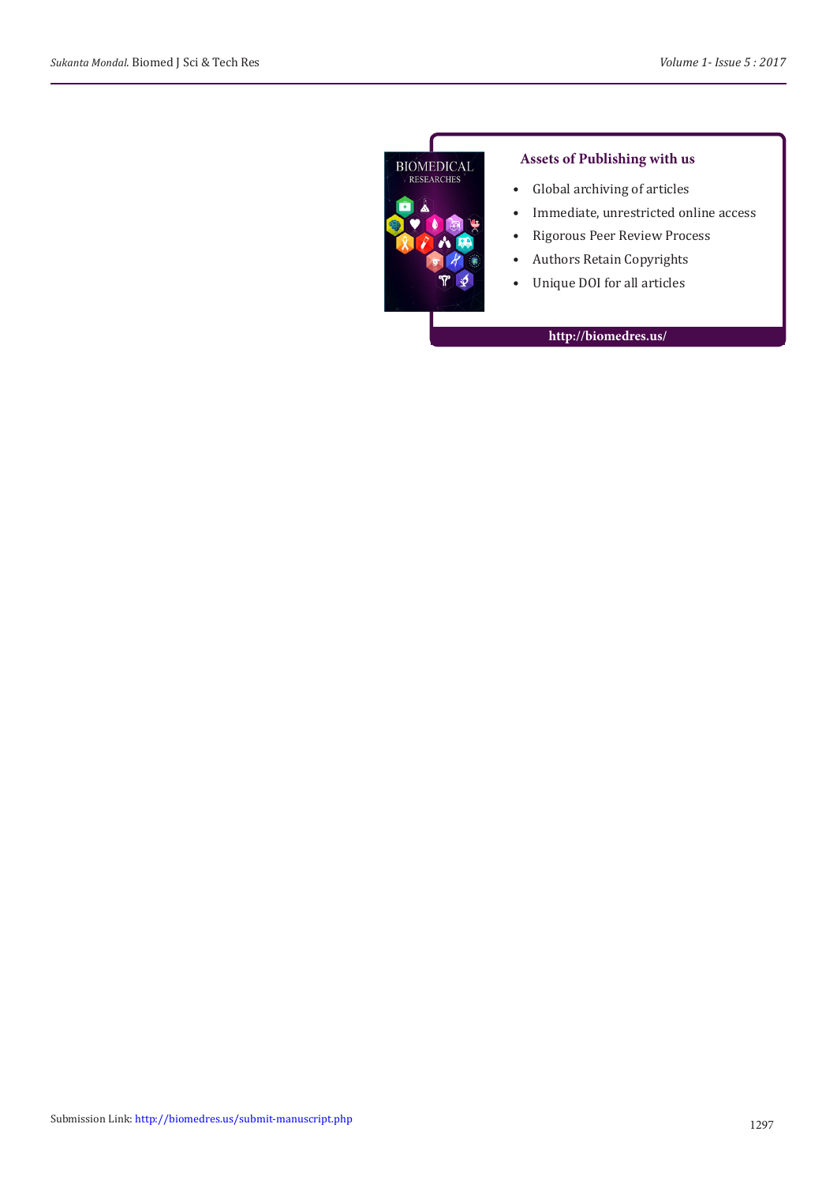### Assets of Publishing with us

- Global archiving of articles
- Immediate, unrestricted online access
- Rigorous Peer Review Process
- Authors Retain Copyrights
- Unique DOI for all articles

**http://biomedres.us/**

Submission Link: http://biomedres.us/submit-manuscript.php